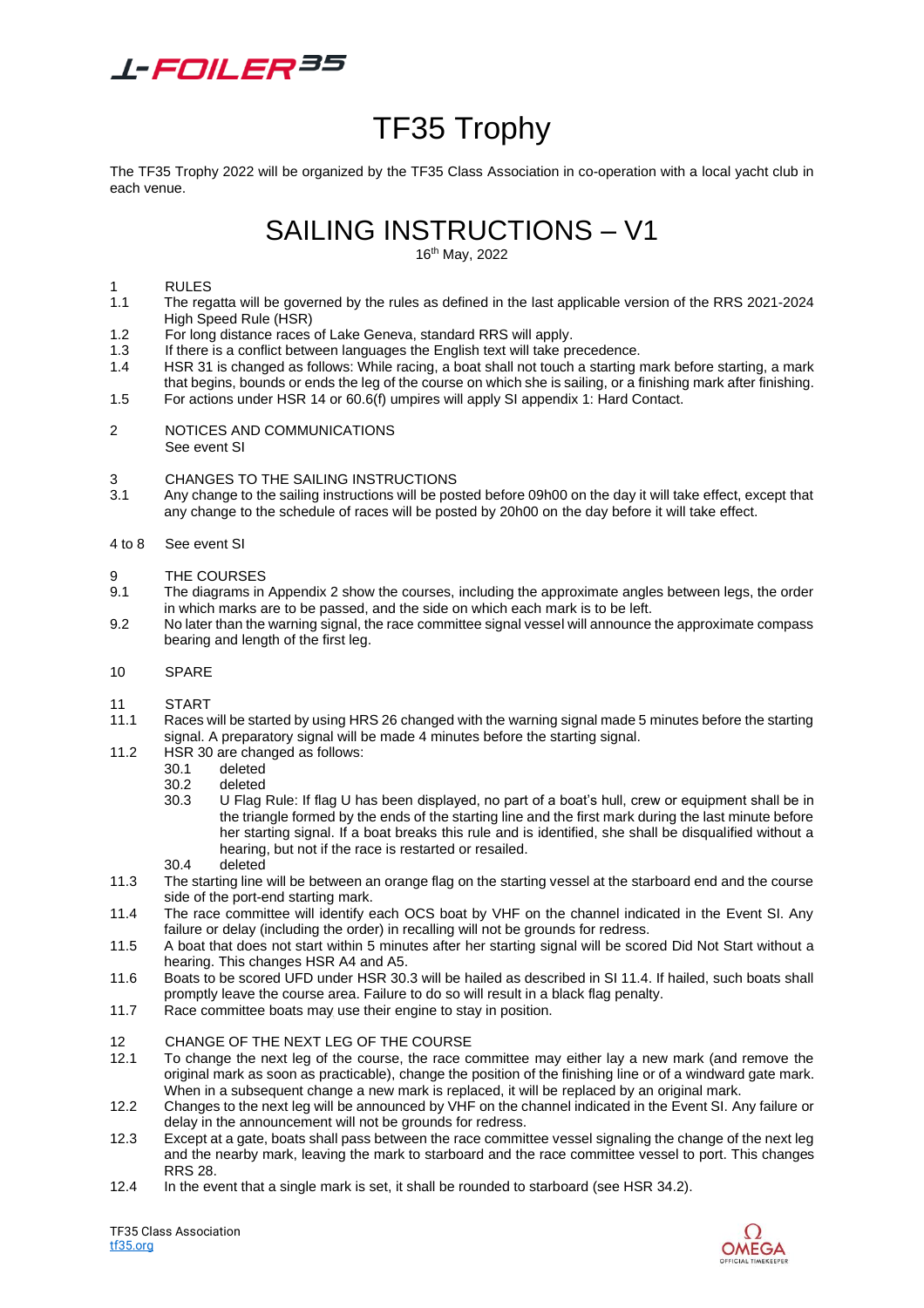T-FOILER35

# TF35 Trophy

The TF35 Trophy 2022 will be organized by the TF35 Class Association in co-operation with a local yacht club in each venue.

# SAILING INSTRUCTIONS – V1

16th May, 2022

1 RULES

1.1 The regatta will be governed by the rules as defined in the last applicable version of the RRS 2021-2024 High Speed Rule (HSR)

1.2 For long distance races of Lake Geneva, standard RRS will apply.

1.3 If there is a conflict between languages the English text will take precedence.

1.4 HSR 31 is changed as follows: While racing, a boat shall not touch a starting mark before starting, a mark that begins, bounds or ends the leg of the course on which she is sailing, or a finishing mark after finishing.

1.5 For actions under HSR 14 or 60.6(f) umpires will apply SI appendix 1: Hard Contact.

2 NOTICES AND COMMUNICATIONS

See event SI

3 CHANGES TO THE SAILING INSTRUCTIONS

3.1 Any change to the sailing instructions will be posted before 09h00 on the day it will take effect, except that any change to the schedule of races will be posted by 20h00 on the day before it will take effect.

4 to 8 See event SI

9 THE COURSES

9.1 The diagrams in Appendix 2 show the courses, including the approximate angles between legs, the order in which marks are to be passed, and the side on which each mark is to be left.

9.2 No later than the warning signal, the race committee signal vessel will announce the approximate compass bearing and length of the first leg.

10 SPARE

11 START

11.1 Races will be started by using HRS 26 changed with the warning signal made 5 minutes before the starting signal. A preparatory signal will be made 4 minutes before the starting signal.

11.2 HSR 30 are changed as follows:

- 30.1 deleted
- 30.2 deleted
- 30.3 U Flag Rule: If flag U has been displayed, no part of a boat's hull, crew or equipment shall be in the triangle formed by the ends of the starting line and the first mark during the last minute before her starting signal. If a boat breaks this rule and is identified, she shall be disqualified without a hearing, but not if the race is restarted or resailed.
- 30.4 deleted

11.3 The starting line will be between an orange flag on the starting vessel at the starboard end and the course side of the port-end starting mark.

11.4 The race committee will identify each OCS boat by VHF on the channel indicated in the Event SI. Any failure or delay (including the order) in recalling will not be grounds for redress.

11.5 A boat that does not start within 5 minutes after her starting signal will be scored Did Not Start without a hearing. This changes HSR A4 and A5.

11.6 Boats to be scored UFD under HSR 30.3 will be hailed as described in SI 11.4. If hailed, such boats shall promptly leave the course area. Failure to do so will result in a black flag penalty.

11.7 Race committee boats may use their engine to stay in position.

12 CHANGE OF THE NEXT LEG OF THE COURSE

12.1 To change the next leg of the course, the race committee may either lay a new mark (and remove the original mark as soon as practicable), change the position of the finishing line or of a windward gate mark. When in a subsequent change a new mark is replaced, it will be replaced by an original mark.

12.2 Changes to the next leg will be announced by VHF on the channel indicated in the Event SI. Any failure or delay in the announcement will not be grounds for redress.

12.3 Except at a gate, boats shall pass between the race committee vessel signaling the change of the next leg and the nearby mark, leaving the mark to starboard and the race committee vessel to port. This changes RRS 28.

12.4 In the event that a single mark is set, it shall be rounded to starboard (see HSR 34.2).

TF35 Class Association
tf35.org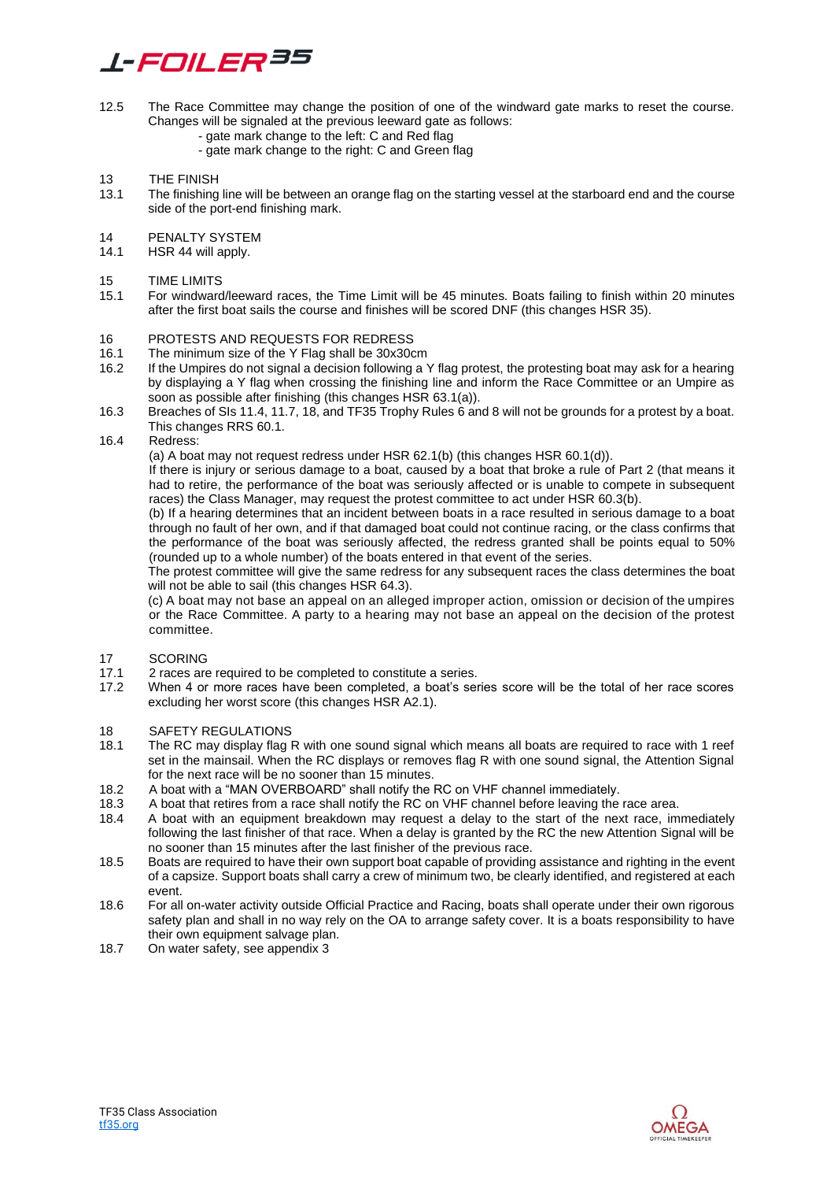12.5 The Race Committee may change the position of one of the windward gate marks to reset the course. Changes will be signaled at the previous leeward gate as follows:
- gate mark change to the left: C and Red flag
- gate mark change to the right: C and Green flag

## 13 THE FINISH

13.1 The finishing line will be between an orange flag on the starting vessel at the starboard end and the course side of the port-end finishing mark.

## 14 PENALTY SYSTEM

14.1 HSR 44 will apply.

## 15 TIME LIMITS

15.1 For windward/leeward races, the Time Limit will be 45 minutes. Boats failing to finish within 20 minutes after the first boat sails the course and finishes will be scored DNF (this changes HSR 35).

## 16 PROTESTS AND REQUESTS FOR REDRESS

16.1 The minimum size of the Y Flag shall be 30x30cm

16.2 If the Umpires do not signal a decision following a Y flag protest, the protesting boat may ask for a hearing by displaying a Y flag when crossing the finishing line and inform the Race Committee or an Umpire as soon as possible after finishing (this changes HSR 63.1(a)).

16.3 Breaches of SIs 11.4, 11.7, 18, and TF35 Trophy Rules 6 and 8 will not be grounds for a protest by a boat. This changes RRS 60.1.

16.4 Redress:

(a) A boat may not request redress under HSR 62.1(b) (this changes HSR 60.1(d)).
If there is injury or serious damage to a boat, caused by a boat that broke a rule of Part 2 (that means it had to retire, the performance of the boat was seriously affected or is unable to compete in subsequent races) the Class Manager, may request the protest committee to act under HSR 60.3(b).

(b) If a hearing determines that an incident between boats in a race resulted in serious damage to a boat through no fault of her own, and if that damaged boat could not continue racing, or the class confirms that the performance of the boat was seriously affected, the redress granted shall be points equal to 50% (rounded up to a whole number) of the boats entered in that event of the series.
The protest committee will give the same redress for any subsequent races the class determines the boat will not be able to sail (this changes HSR 64.3).

(c) A boat may not base an appeal on an alleged improper action, omission or decision of the umpires or the Race Committee. A party to a hearing may not base an appeal on the decision of the protest committee.

## 17 SCORING

17.1 2 races are required to be completed to constitute a series.

17.2 When 4 or more races have been completed, a boat's series score will be the total of her race scores excluding her worst score (this changes HSR A2.1).

## 18 SAFETY REGULATIONS

18.1 The RC may display flag R with one sound signal which means all boats are required to race with 1 reef set in the mainsail. When the RC displays or removes flag R with one sound signal, the Attention Signal for the next race will be no sooner than 15 minutes.

18.2 A boat with a "MAN OVERBOARD" shall notify the RC on VHF channel immediately.

18.3 A boat that retires from a race shall notify the RC on VHF channel before leaving the race area.

18.4 A boat with an equipment breakdown may request a delay to the start of the next race, immediately following the last finisher of that race. When a delay is granted by the RC the new Attention Signal will be no sooner than 15 minutes after the last finisher of the previous race.

18.5 Boats are required to have their own support boat capable of providing assistance and righting in the event of a capsize. Support boats shall carry a crew of minimum two, be clearly identified, and registered at each event.

18.6 For all on-water activity outside Official Practice and Racing, boats shall operate under their own rigorous safety plan and shall in no way rely on the OA to arrange safety cover. It is a boats responsibility to have their own equipment salvage plan.

18.7 On water safety, see appendix 3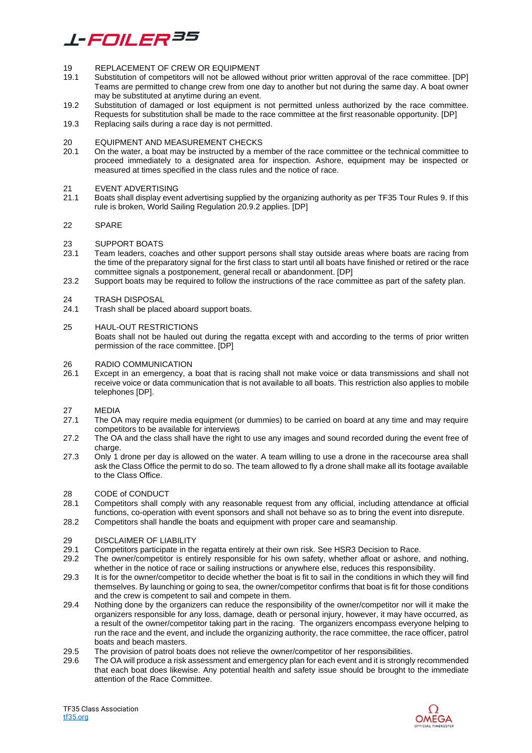## 19 REPLACEMENT OF CREW OR EQUIPMENT

19.1 Substitution of competitors will not be allowed without prior written approval of the race committee. [DP] Teams are permitted to change crew from one day to another but not during the same day. A boat owner may be substituted at anytime during an event.

19.2 Substitution of damaged or lost equipment is not permitted unless authorized by the race committee. Requests for substitution shall be made to the race committee at the first reasonable opportunity. [DP]

19.3 Replacing sails during a race day is not permitted.

## 20 EQUIPMENT AND MEASUREMENT CHECKS

20.1 On the water, a boat may be instructed by a member of the race committee or the technical committee to proceed immediately to a designated area for inspection. Ashore, equipment may be inspected or measured at times specified in the class rules and the notice of race.

## 21 EVENT ADVERTISING

21.1 Boats shall display event advertising supplied by the organizing authority as per TF35 Tour Rules 9. If this rule is broken, World Sailing Regulation 20.9.2 applies. [DP]

## 22 SPARE

## 23 SUPPORT BOATS

23.1 Team leaders, coaches and other support persons shall stay outside areas where boats are racing from the time of the preparatory signal for the first class to start until all boats have finished or retired or the race committee signals a postponement, general recall or abandonment. [DP]

23.2 Support boats may be required to follow the instructions of the race committee as part of the safety plan.

## 24 TRASH DISPOSAL

24.1 Trash shall be placed aboard support boats.

## 25 HAUL-OUT RESTRICTIONS

Boats shall not be hauled out during the regatta except with and according to the terms of prior written permission of the race committee. [DP]

## 26 RADIO COMMUNICATION

26.1 Except in an emergency, a boat that is racing shall not make voice or data transmissions and shall not receive voice or data communication that is not available to all boats. This restriction also applies to mobile telephones [DP].

## 27 MEDIA

27.1 The OA may require media equipment (or dummies) to be carried on board at any time and may require competitors to be available for interviews

27.2 The OA and the class shall have the right to use any images and sound recorded during the event free of charge.

27.3 Only 1 drone per day is allowed on the water. A team willing to use a drone in the racecourse area shall ask the Class Office the permit to do so. The team allowed to fly a drone shall make all its footage available to the Class Office.

## 28 CODE of CONDUCT

28.1 Competitors shall comply with any reasonable request from any official, including attendance at official functions, co-operation with event sponsors and shall not behave so as to bring the event into disrepute.

28.2 Competitors shall handle the boats and equipment with proper care and seamanship.

## 29 DISCLAIMER OF LIABILITY

29.1 Competitors participate in the regatta entirely at their own risk. See HSR3 Decision to Race.

29.2 The owner/competitor is entirely responsible for his own safety, whether afloat or ashore, and nothing, whether in the notice of race or sailing instructions or anywhere else, reduces this responsibility.

29.3 It is for the owner/competitor to decide whether the boat is fit to sail in the conditions in which they will find themselves. By launching or going to sea, the owner/competitor confirms that boat is fit for those conditions and the crew is competent to sail and compete in them.

29.4 Nothing done by the organizers can reduce the responsibility of the owner/competitor nor will it make the organizers responsible for any loss, damage, death or personal injury, however, it may have occurred, as a result of the owner/competitor taking part in the racing. The organizers encompass everyone helping to run the race and the event, and include the organizing authority, the race committee, the race officer, patrol boats and beach masters.

29.5 The provision of patrol boats does not relieve the owner/competitor of her responsibilities.

29.6 The OA will produce a risk assessment and emergency plan for each event and it is strongly recommended that each boat does likewise. Any potential health and safety issue should be brought to the immediate attention of the Race Committee.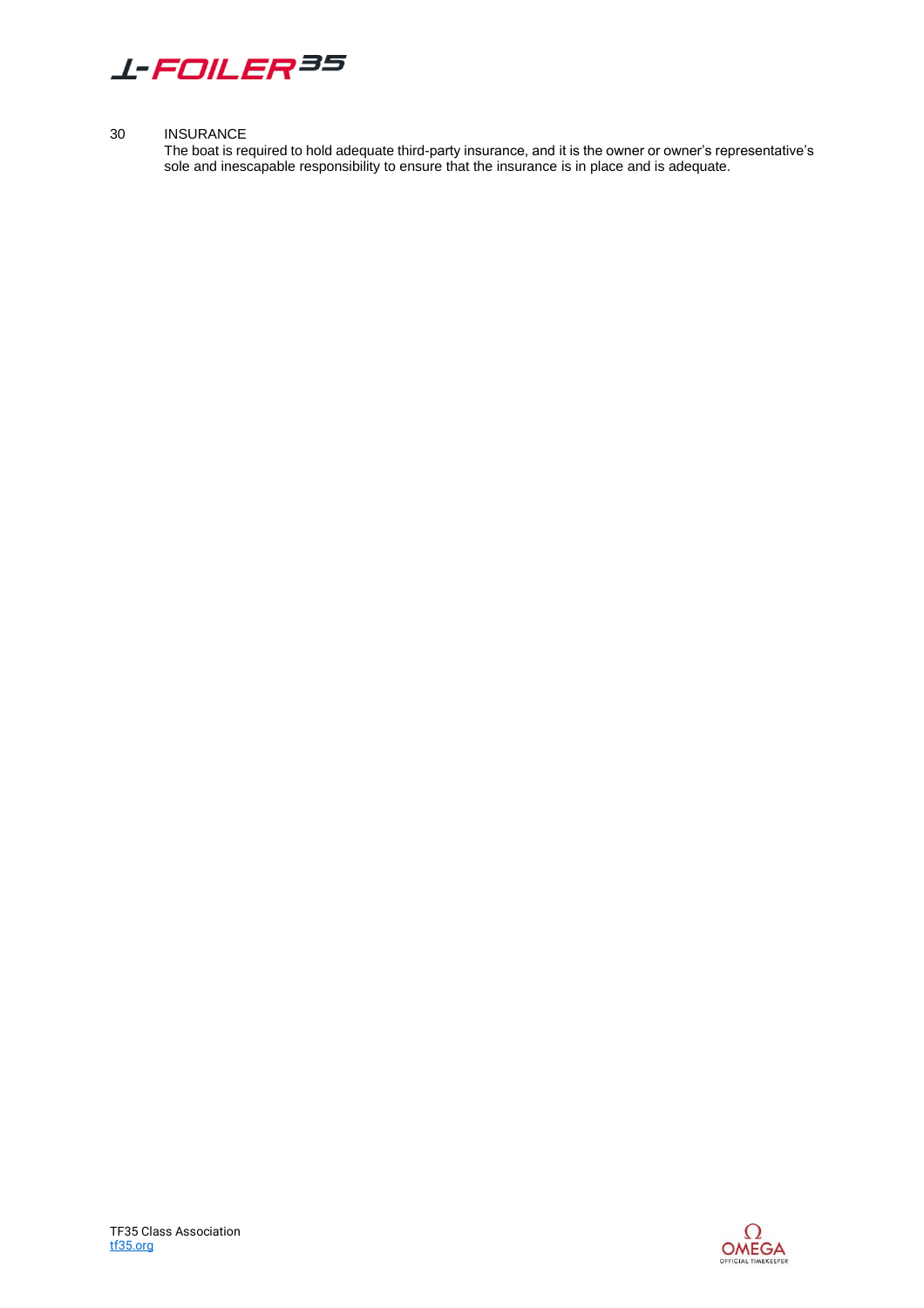## 30 INSURANCE

The boat is required to hold adequate third-party insurance, and it is the owner or owner's representative's sole and inescapable responsibility to ensure that the insurance is in place and is adequate.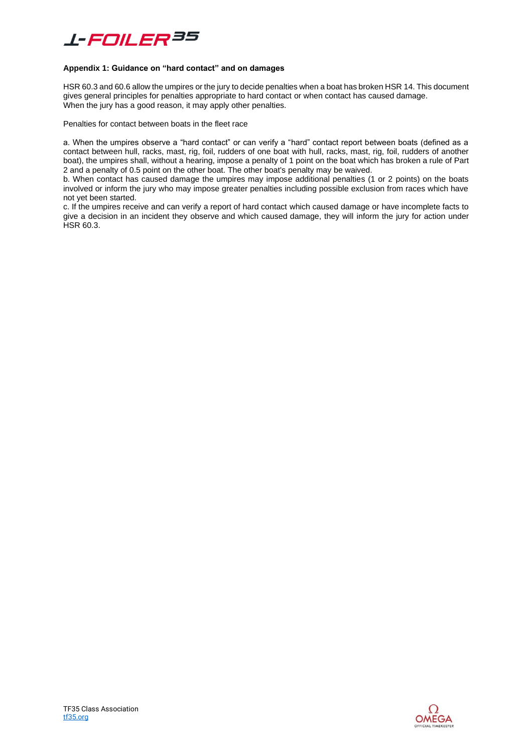**Appendix 1: Guidance on "hard contact" and on damages**

HSR 60.3 and 60.6 allow the umpires or the jury to decide penalties when a boat has broken HSR 14. This document gives general principles for penalties appropriate to hard contact or when contact has caused damage.
When the jury has a good reason, it may apply other penalties.

Penalties for contact between boats in the fleet race

a. When the umpires observe a "hard contact" or can verify a "hard" contact report between boats (defined as a contact between hull, racks, mast, rig, foil, rudders of one boat with hull, racks, mast, rig, foil, rudders of another boat), the umpires shall, without a hearing, impose a penalty of 1 point on the boat which has broken a rule of Part 2 and a penalty of 0.5 point on the other boat. The other boat's penalty may be waived.

b. When contact has caused damage the umpires may impose additional penalties (1 or 2 points) on the boats involved or inform the jury who may impose greater penalties including possible exclusion from races which have not yet been started.

c. If the umpires receive and can verify a report of hard contact which caused damage or have incomplete facts to give a decision in an incident they observe and which caused damage, they will inform the jury for action under HSR 60.3.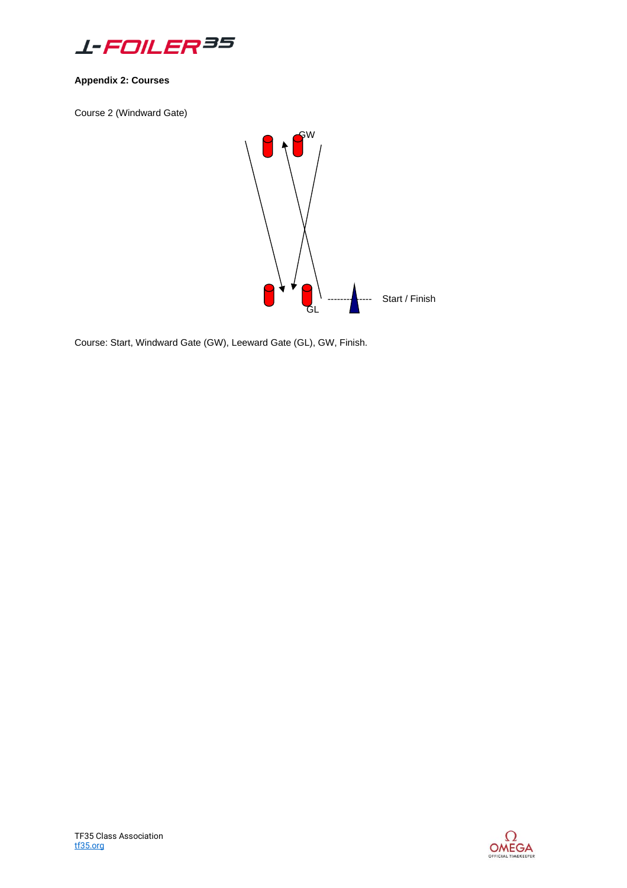**Appendix 2: Courses**

Course 2 (Windward Gate)

GW

GL

Start / Finish

Course: Start, Windward Gate (GW), Leeward Gate (GL), GW, Finish.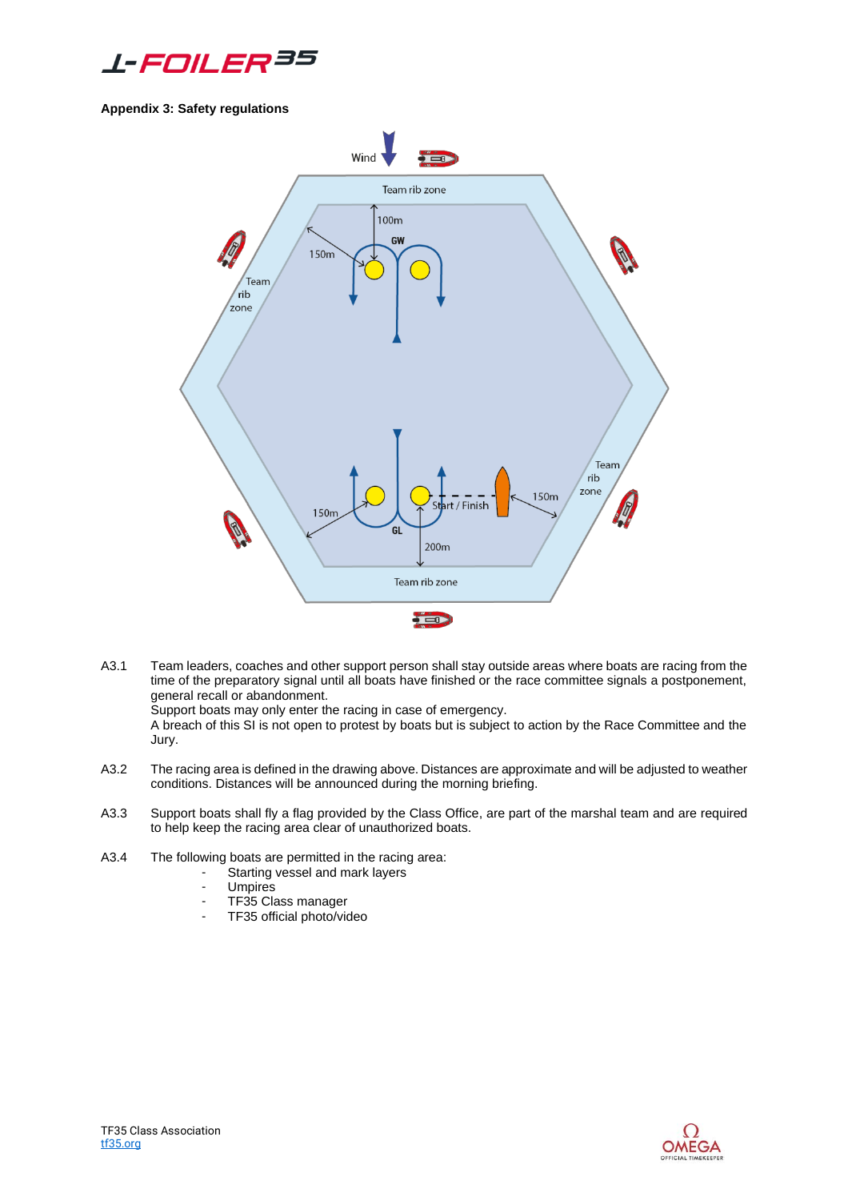**Appendix 3: Safety regulations**

Wind

Team rib zone

100m

GW

150m

Team rib zone

Team rib zone

150m

Start / Finish

150m

GL

200m

Team rib zone

A3.1 Team leaders, coaches and other support person shall stay outside areas where boats are racing from the time of the preparatory signal until all boats have finished or the race committee signals a postponement, general recall or abandonment.
Support boats may only enter the racing in case of emergency.
A breach of this SI is not open to protest by boats but is subject to action by the Race Committee and the Jury.

A3.2 The racing area is defined in the drawing above. Distances are approximate and will be adjusted to weather conditions. Distances will be announced during the morning briefing.

A3.3 Support boats shall fly a flag provided by the Class Office, are part of the marshal team and are required to help keep the racing area clear of unauthorized boats.

A3.4 The following boats are permitted in the racing area:

- Starting vessel and mark layers
- Umpires
- TF35 Class manager
- TF35 official photo/video